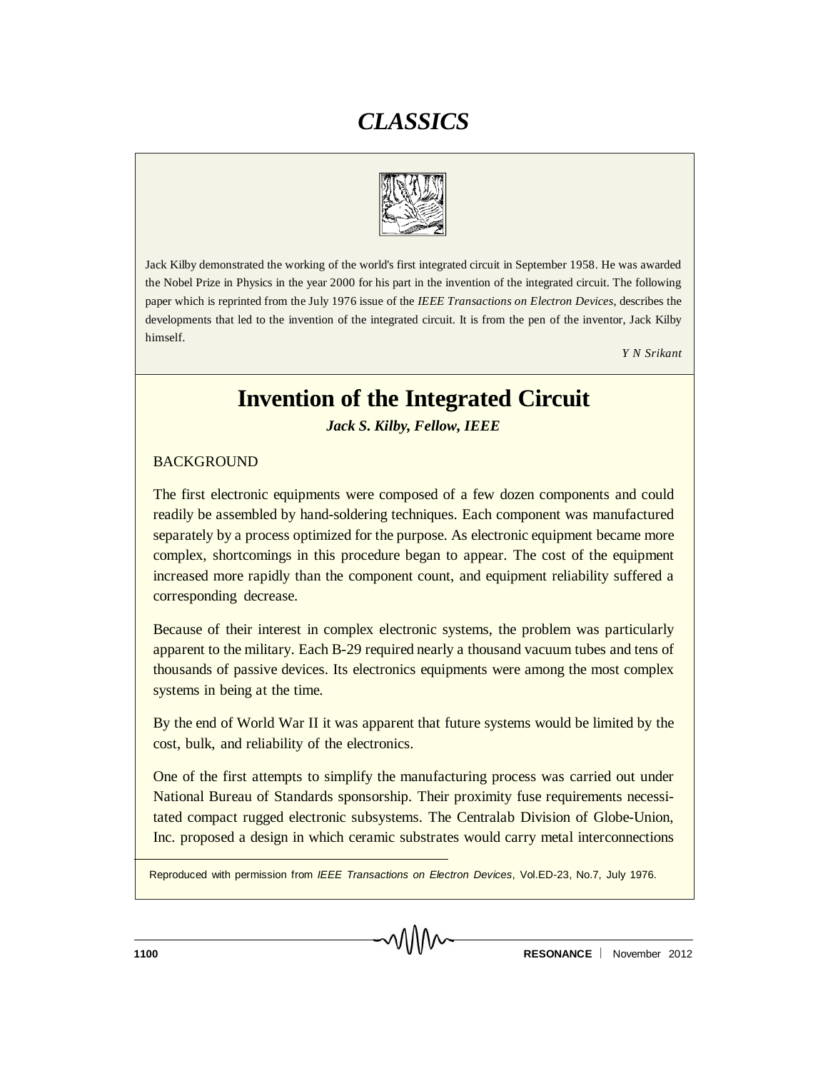# CLASSICS

Jack Kilby demonstrated the working of the world's first integrated circuit in September 1958. He was awarded the Nobel Prize in Physics in the year 2000 for his part in the invention of the integrated circuit. The following paper which is reprinted from the July 1976 issue of the *IEEE Transactions on Electron Devices*, describes the developments that led to the invention of the integrated circuit. It is from the pen of the inventor, Jack Kilby himself.

*Y N Srikant*

# Invention of the Integrated Circuit

***Jack S. Kilby, Fellow, IEEE***

## BACKGROUND

The first electronic equipments were composed of a few dozen components and could readily be assembled by hand-soldering techniques. Each component was manufactured separately by a process optimized for the purpose. As electronic equipment became more complex, shortcomings in this procedure began to appear. The cost of the equipment increased more rapidly than the component count, and equipment reliability suffered a corresponding decrease.

Because of their interest in complex electronic systems, the problem was particularly apparent to the military. Each B-29 required nearly a thousand vacuum tubes and tens of thousands of passive devices. Its electronics equipments were among the most complex systems in being at the time.

By the end of World War II it was apparent that future systems would be limited by the cost, bulk, and reliability of the electronics.

One of the first attempts to simplify the manufacturing process was carried out under National Bureau of Standards sponsorship. Their proximity fuse requirements necessitated compact rugged electronic subsystems. The Centralab Division of Globe-Union, Inc. proposed a design in which ceramic substrates would carry metal interconnections

Reproduced with permission from *IEEE Transactions on Electron Devices*, Vol.ED-23, No.7, July 1976.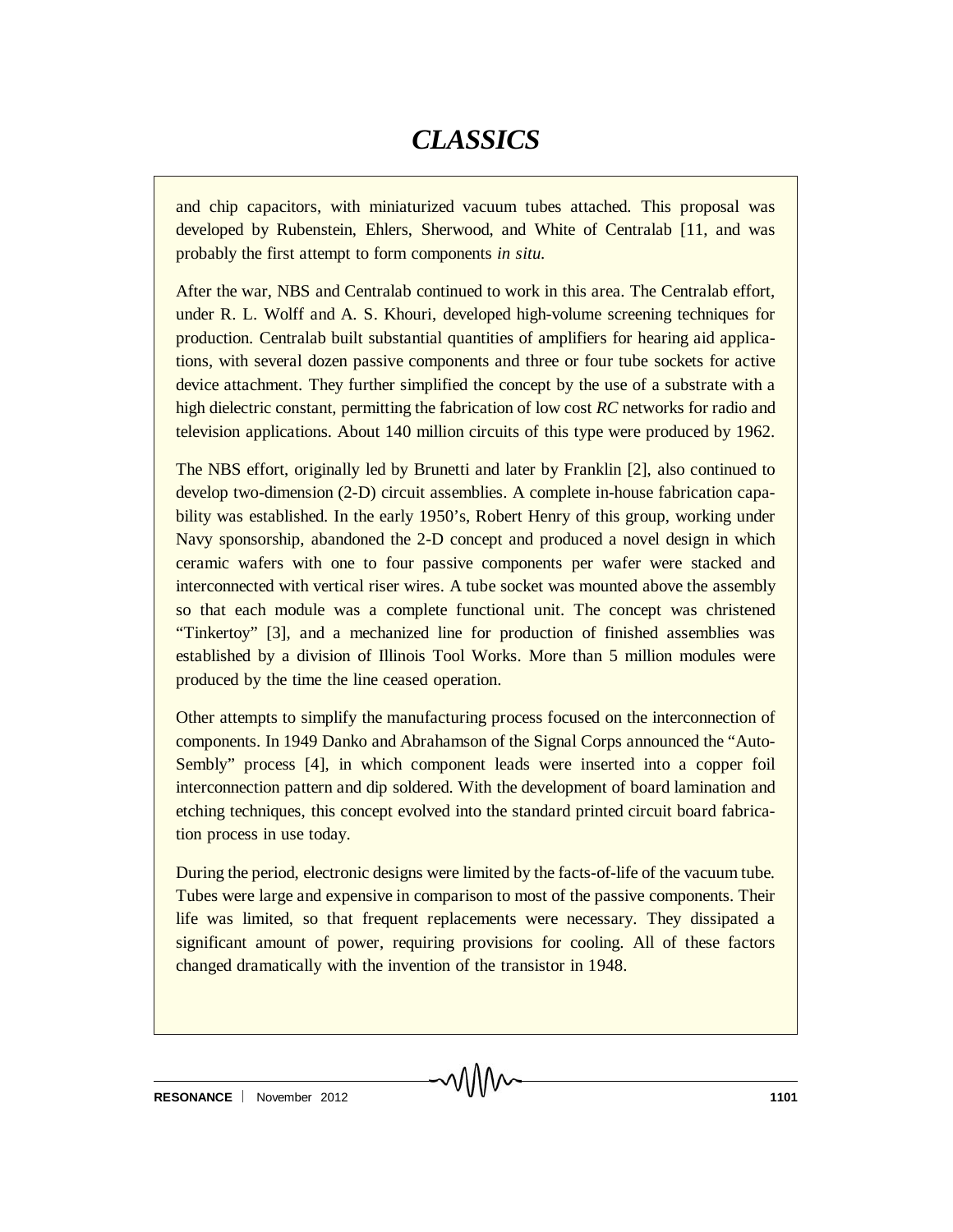and chip capacitors, with miniaturized vacuum tubes attached. This proposal was developed by Rubenstein, Ehlers, Sherwood, and White of Centralab [11, and was probably the first attempt to form components *in situ*.

After the war, NBS and Centralab continued to work in this area. The Centralab effort, under R. L. Wolff and A. S. Khouri, developed high-volume screening techniques for production. Centralab built substantial quantities of amplifiers for hearing aid applications, with several dozen passive components and three or four tube sockets for active device attachment. They further simplified the concept by the use of a substrate with a high dielectric constant, permitting the fabrication of low cost *RC* networks for radio and television applications. About 140 million circuits of this type were produced by 1962.

The NBS effort, originally led by Brunetti and later by Franklin [2], also continued to develop two-dimension (2-D) circuit assemblies. A complete in-house fabrication capability was established. In the early 1950's, Robert Henry of this group, working under Navy sponsorship, abandoned the 2-D concept and produced a novel design in which ceramic wafers with one to four passive components per wafer were stacked and interconnected with vertical riser wires. A tube socket was mounted above the assembly so that each module was a complete functional unit. The concept was christened "Tinkertoy" [3], and a mechanized line for production of finished assemblies was established by a division of Illinois Tool Works. More than 5 million modules were produced by the time the line ceased operation.

Other attempts to simplify the manufacturing process focused on the interconnection of components. In 1949 Danko and Abrahamson of the Signal Corps announced the "Auto-Sembly" process [4], in which component leads were inserted into a copper foil interconnection pattern and dip soldered. With the development of board lamination and etching techniques, this concept evolved into the standard printed circuit board fabrication process in use today.

During the period, electronic designs were limited by the facts-of-life of the vacuum tube. Tubes were large and expensive in comparison to most of the passive components. Their life was limited, so that frequent replacements were necessary. They dissipated a significant amount of power, requiring provisions for cooling. All of these factors changed dramatically with the invention of the transistor in 1948.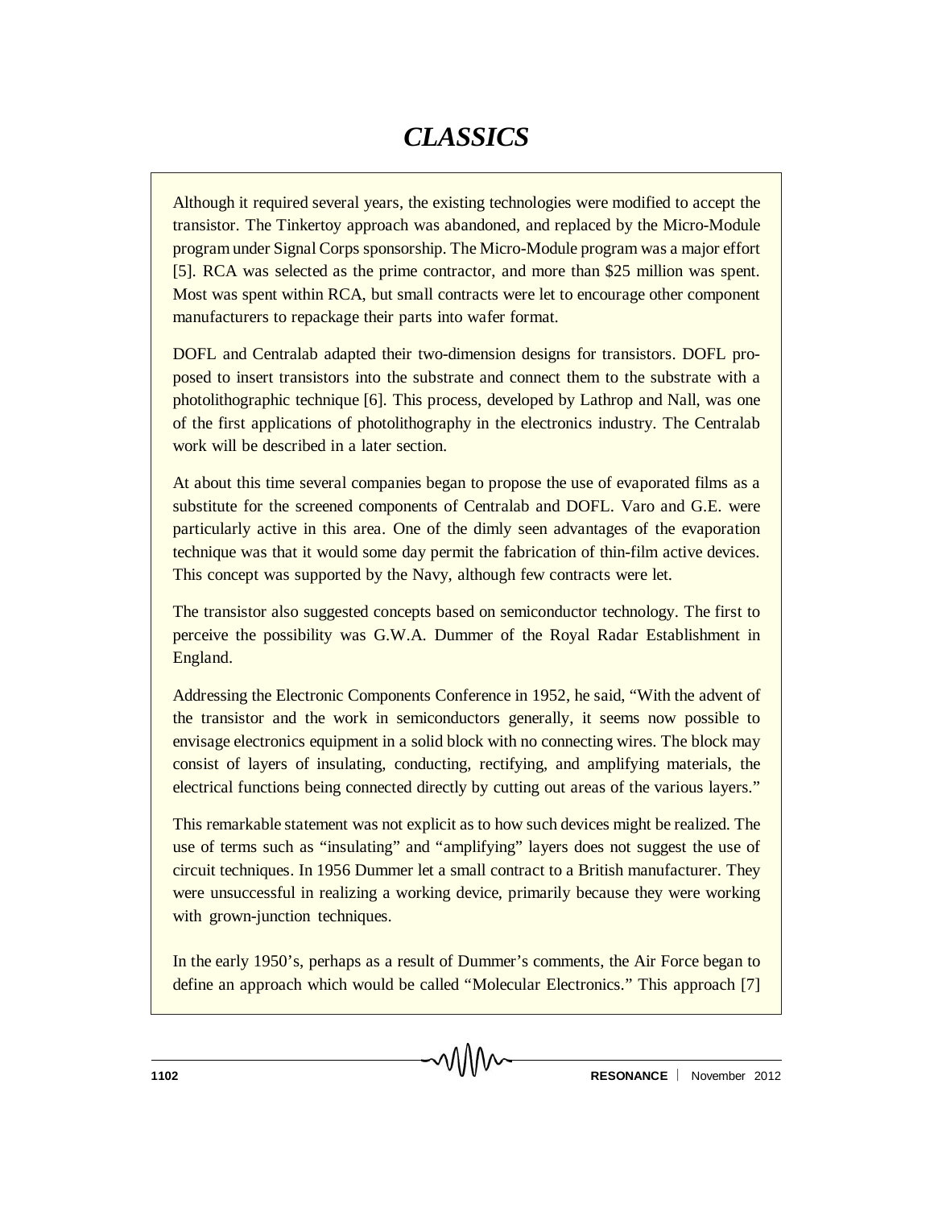Although it required several years, the existing technologies were modified to accept the transistor. The Tinkertoy approach was abandoned, and replaced by the Micro-Module program under Signal Corps sponsorship. The Micro-Module program was a major effort [5]. RCA was selected as the prime contractor, and more than $25 million was spent. Most was spent within RCA, but small contracts were let to encourage other component manufacturers to repackage their parts into wafer format.

DOFL and Centralab adapted their two-dimension designs for transistors. DOFL proposed to insert transistors into the substrate and connect them to the substrate with a photolithographic technique [6]. This process, developed by Lathrop and Nall, was one of the first applications of photolithography in the electronics industry. The Centralab work will be described in a later section.

At about this time several companies began to propose the use of evaporated films as a substitute for the screened components of Centralab and DOFL. Varo and G.E. were particularly active in this area. One of the dimly seen advantages of the evaporation technique was that it would some day permit the fabrication of thin-film active devices. This concept was supported by the Navy, although few contracts were let.

The transistor also suggested concepts based on semiconductor technology. The first to perceive the possibility was G.W.A. Dummer of the Royal Radar Establishment in England.

Addressing the Electronic Components Conference in 1952, he said, "With the advent of the transistor and the work in semiconductors generally, it seems now possible to envisage electronics equipment in a solid block with no connecting wires. The block may consist of layers of insulating, conducting, rectifying, and amplifying materials, the electrical functions being connected directly by cutting out areas of the various layers."

This remarkable statement was not explicit as to how such devices might be realized. The use of terms such as "insulating" and "amplifying" layers does not suggest the use of circuit techniques. In 1956 Dummer let a small contract to a British manufacturer. They were unsuccessful in realizing a working device, primarily because they were working with grown-junction techniques.

In the early 1950's, perhaps as a result of Dummer's comments, the Air Force began to define an approach which would be called "Molecular Electronics." This approach [7]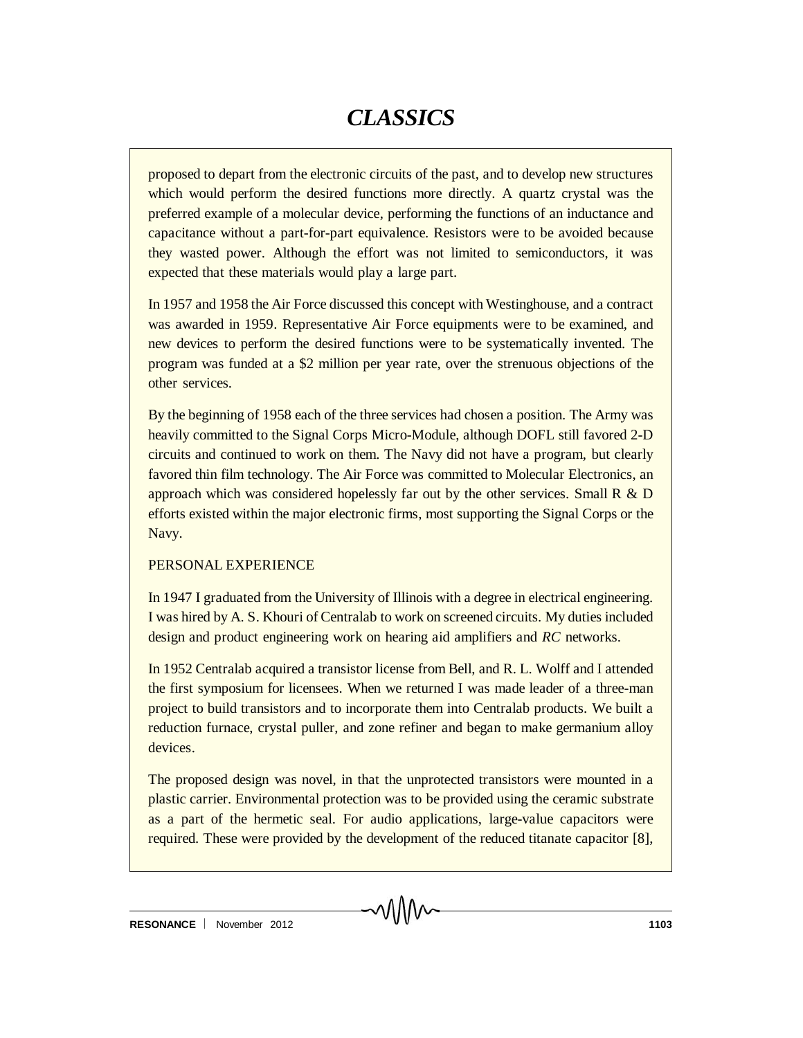proposed to depart from the electronic circuits of the past, and to develop new structures which would perform the desired functions more directly. A quartz crystal was the preferred example of a molecular device, performing the functions of an inductance and capacitance without a part-for-part equivalence. Resistors were to be avoided because they wasted power. Although the effort was not limited to semiconductors, it was expected that these materials would play a large part.

In 1957 and 1958 the Air Force discussed this concept with Westinghouse, and a contract was awarded in 1959. Representative Air Force equipments were to be examined, and new devices to perform the desired functions were to be systematically invented. The program was funded at a $2 million per year rate, over the strenuous objections of the other services.

By the beginning of 1958 each of the three services had chosen a position. The Army was heavily committed to the Signal Corps Micro-Module, although DOFL still favored 2-D circuits and continued to work on them. The Navy did not have a program, but clearly favored thin film technology. The Air Force was committed to Molecular Electronics, an approach which was considered hopelessly far out by the other services. Small R & D efforts existed within the major electronic firms, most supporting the Signal Corps or the Navy.

PERSONAL EXPERIENCE

In 1947 I graduated from the University of Illinois with a degree in electrical engineering. I was hired by A. S. Khouri of Centralab to work on screened circuits. My duties included design and product engineering work on hearing aid amplifiers and *RC* networks.

In 1952 Centralab acquired a transistor license from Bell, and R. L. Wolff and I attended the first symposium for licensees. When we returned I was made leader of a three-man project to build transistors and to incorporate them into Centralab products. We built a reduction furnace, crystal puller, and zone refiner and began to make germanium alloy devices.

The proposed design was novel, in that the unprotected transistors were mounted in a plastic carrier. Environmental protection was to be provided using the ceramic substrate as a part of the hermetic seal. For audio applications, large-value capacitors were required. These were provided by the development of the reduced titanate capacitor [8],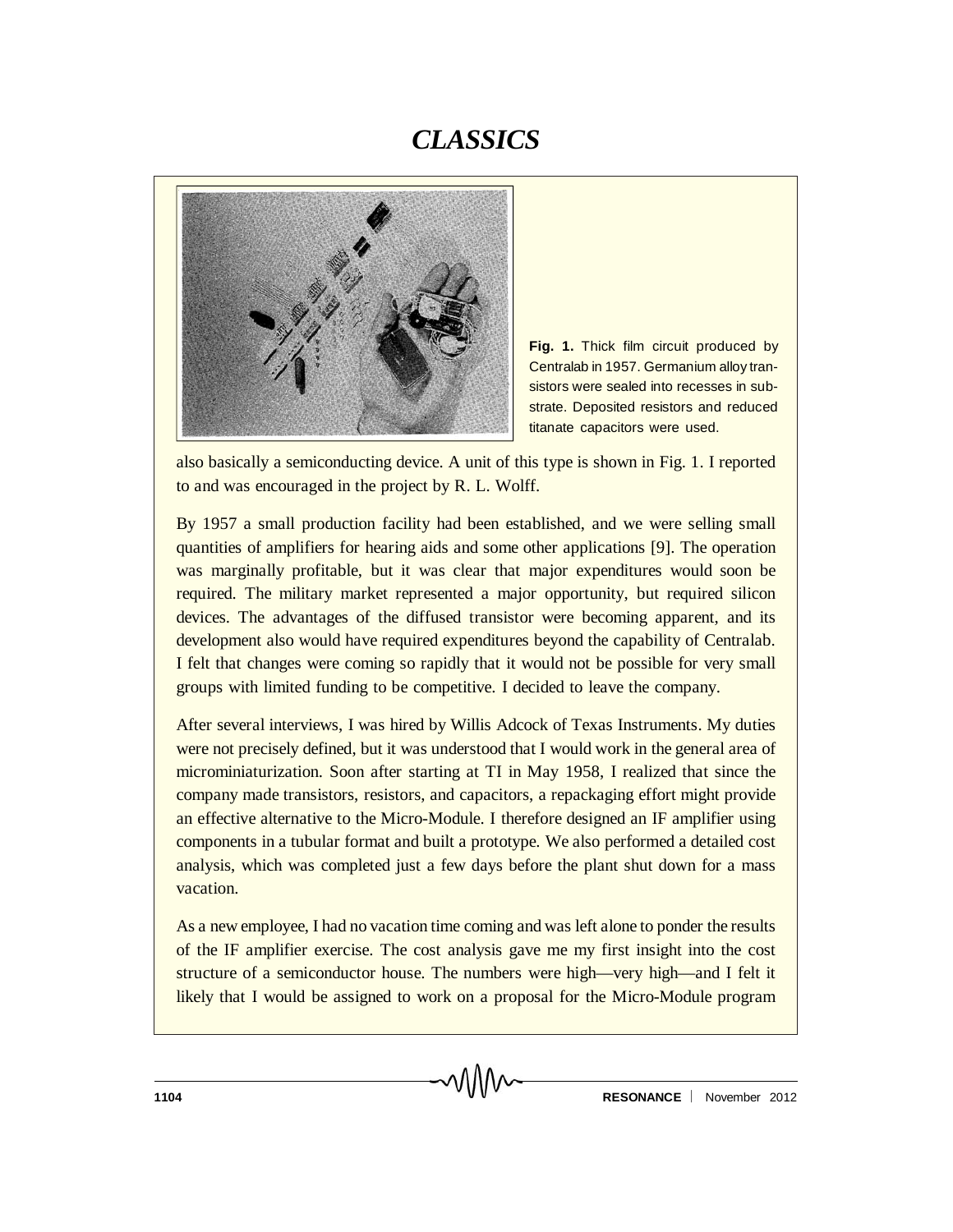Fig. 1. Thick film circuit produced by Centralab in 1957. Germanium alloy transistors were sealed into recesses in substrate. Deposited resistors and reduced titanate capacitors were used.

also basically a semiconducting device. A unit of this type is shown in Fig. 1. I reported to and was encouraged in the project by R. L. Wolff.

By 1957 a small production facility had been established, and we were selling small quantities of amplifiers for hearing aids and some other applications [9]. The operation was marginally profitable, but it was clear that major expenditures would soon be required. The military market represented a major opportunity, but required silicon devices. The advantages of the diffused transistor were becoming apparent, and its development also would have required expenditures beyond the capability of Centralab. I felt that changes were coming so rapidly that it would not be possible for very small groups with limited funding to be competitive. I decided to leave the company.

After several interviews, I was hired by Willis Adcock of Texas Instruments. My duties were not precisely defined, but it was understood that I would work in the general area of microminiaturization. Soon after starting at TI in May 1958, I realized that since the company made transistors, resistors, and capacitors, a repackaging effort might provide an effective alternative to the Micro-Module. I therefore designed an IF amplifier using components in a tubular format and built a prototype. We also performed a detailed cost analysis, which was completed just a few days before the plant shut down for a mass vacation.

As a new employee, I had no vacation time coming and was left alone to ponder the results of the IF amplifier exercise. The cost analysis gave me my first insight into the cost structure of a semiconductor house. The numbers were high—very high—and I felt it likely that I would be assigned to work on a proposal for the Micro-Module program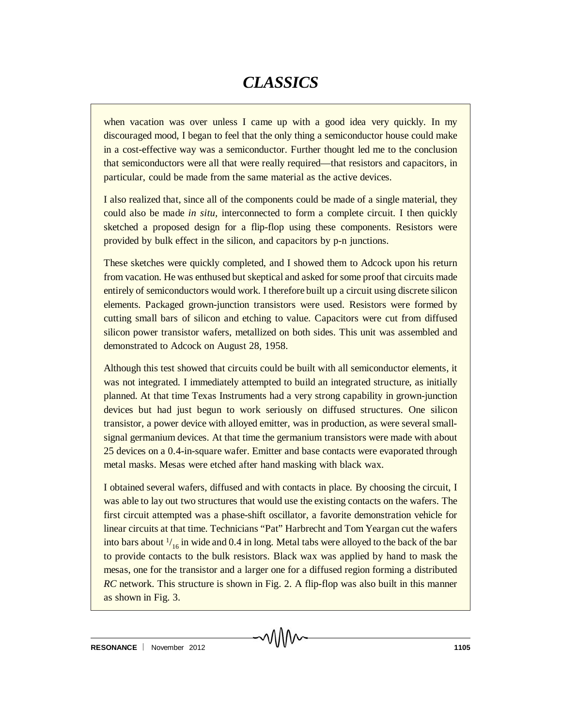when vacation was over unless I came up with a good idea very quickly. In my discouraged mood, I began to feel that the only thing a semiconductor house could make in a cost-effective way was a semiconductor. Further thought led me to the conclusion that semiconductors were all that were really required—that resistors and capacitors, in particular, could be made from the same material as the active devices.

I also realized that, since all of the components could be made of a single material, they could also be made *in situ*, interconnected to form a complete circuit. I then quickly sketched a proposed design for a flip-flop using these components. Resistors were provided by bulk effect in the silicon, and capacitors by p-n junctions.

These sketches were quickly completed, and I showed them to Adcock upon his return from vacation. He was enthused but skeptical and asked for some proof that circuits made entirely of semiconductors would work. I therefore built up a circuit using discrete silicon elements. Packaged grown-junction transistors were used. Resistors were formed by cutting small bars of silicon and etching to value. Capacitors were cut from diffused silicon power transistor wafers, metallized on both sides. This unit was assembled and demonstrated to Adcock on August 28, 1958.

Although this test showed that circuits could be built with all semiconductor elements, it was not integrated. I immediately attempted to build an integrated structure, as initially planned. At that time Texas Instruments had a very strong capability in grown-junction devices but had just begun to work seriously on diffused structures. One silicon transistor, a power device with alloyed emitter, was in production, as were several small-signal germanium devices. At that time the germanium transistors were made with about 25 devices on a 0.4-in-square wafer. Emitter and base contacts were evaporated through metal masks. Mesas were etched after hand masking with black wax.

I obtained several wafers, diffused and with contacts in place. By choosing the circuit, I was able to lay out two structures that would use the existing contacts on the wafers. The first circuit attempted was a phase-shift oscillator, a favorite demonstration vehicle for linear circuits at that time. Technicians "Pat" Harbrecht and Tom Yeargan cut the wafers into bars about $^{1}/_{16}$ in wide and 0.4 in long. Metal tabs were alloyed to the back of the bar to provide contacts to the bulk resistors. Black wax was applied by hand to mask the mesas, one for the transistor and a larger one for a diffused region forming a distributed *RC* network. This structure is shown in Fig. 2. A flip-flop was also built in this manner as shown in Fig. 3.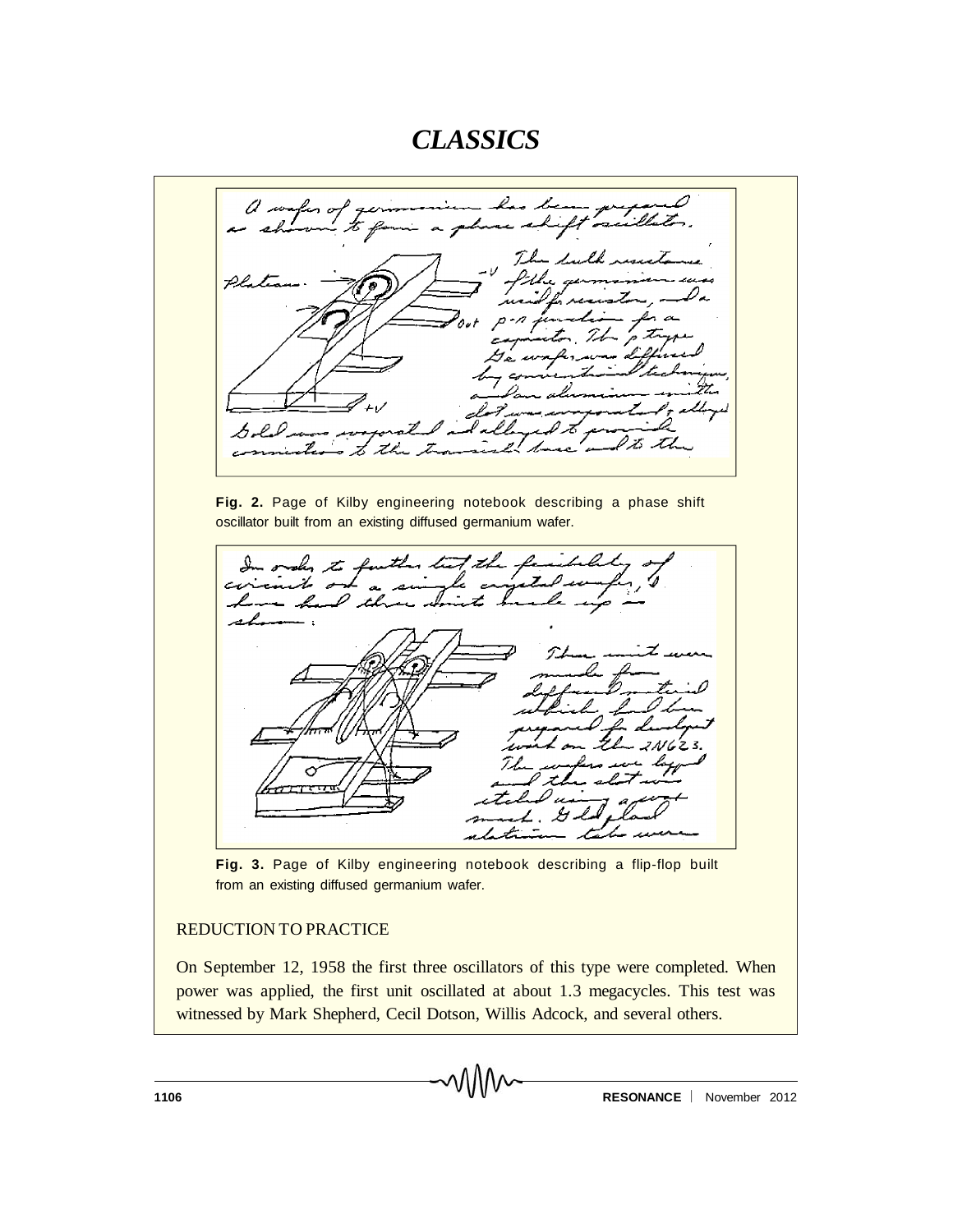Fig. 2. Page of Kilby engineering notebook describing a phase shift oscillator built from an existing diffused germanium wafer.

Fig. 3. Page of Kilby engineering notebook describing a flip-flop built from an existing diffused germanium wafer.

REDUCTION TO PRACTICE

On September 12, 1958 the first three oscillators of this type were completed. When power was applied, the first unit oscillated at about 1.3 megacycles. This test was witnessed by Mark Shepherd, Cecil Dotson, Willis Adcock, and several others.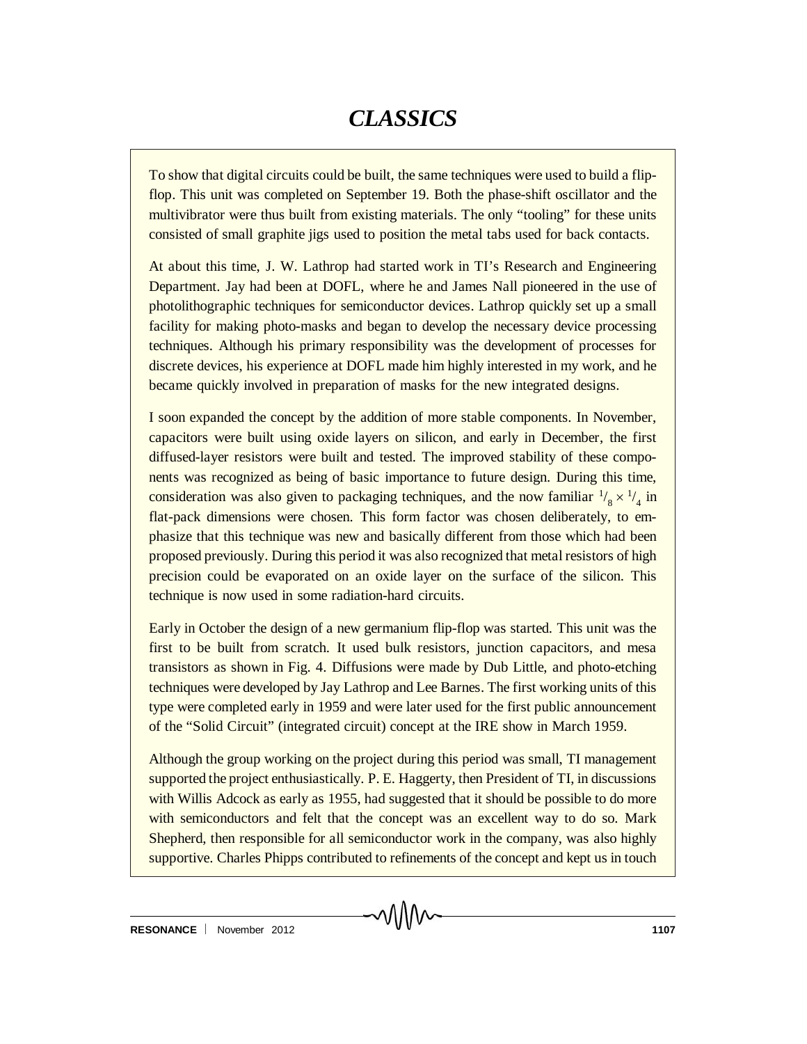To show that digital circuits could be built, the same techniques were used to build a flip-flop. This unit was completed on September 19. Both the phase-shift oscillator and the multivibrator were thus built from existing materials. The only "tooling" for these units consisted of small graphite jigs used to position the metal tabs used for back contacts.

At about this time, J. W. Lathrop had started work in TI's Research and Engineering Department. Jay had been at DOFL, where he and James Nall pioneered in the use of photolithographic techniques for semiconductor devices. Lathrop quickly set up a small facility for making photo-masks and began to develop the necessary device processing techniques. Although his primary responsibility was the development of processes for discrete devices, his experience at DOFL made him highly interested in my work, and he became quickly involved in preparation of masks for the new integrated designs.

I soon expanded the concept by the addition of more stable components. In November, capacitors were built using oxide layers on silicon, and early in December, the first diffused-layer resistors were built and tested. The improved stability of these components was recognized as being of basic importance to future design. During this time, consideration was also given to packaging techniques, and the now familiar $^{1}/_{8} \times ^{1}/_{4}$ in flat-pack dimensions were chosen. This form factor was chosen deliberately, to emphasize that this technique was new and basically different from those which had been proposed previously. During this period it was also recognized that metal resistors of high precision could be evaporated on an oxide layer on the surface of the silicon. This technique is now used in some radiation-hard circuits.

Early in October the design of a new germanium flip-flop was started. This unit was the first to be built from scratch. It used bulk resistors, junction capacitors, and mesa transistors as shown in Fig. 4. Diffusions were made by Dub Little, and photo-etching techniques were developed by Jay Lathrop and Lee Barnes. The first working units of this type were completed early in 1959 and were later used for the first public announcement of the "Solid Circuit" (integrated circuit) concept at the IRE show in March 1959.

Although the group working on the project during this period was small, TI management supported the project enthusiastically. P. E. Haggerty, then President of TI, in discussions with Willis Adcock as early as 1955, had suggested that it should be possible to do more with semiconductors and felt that the concept was an excellent way to do so. Mark Shepherd, then responsible for all semiconductor work in the company, was also highly supportive. Charles Phipps contributed to refinements of the concept and kept us in touch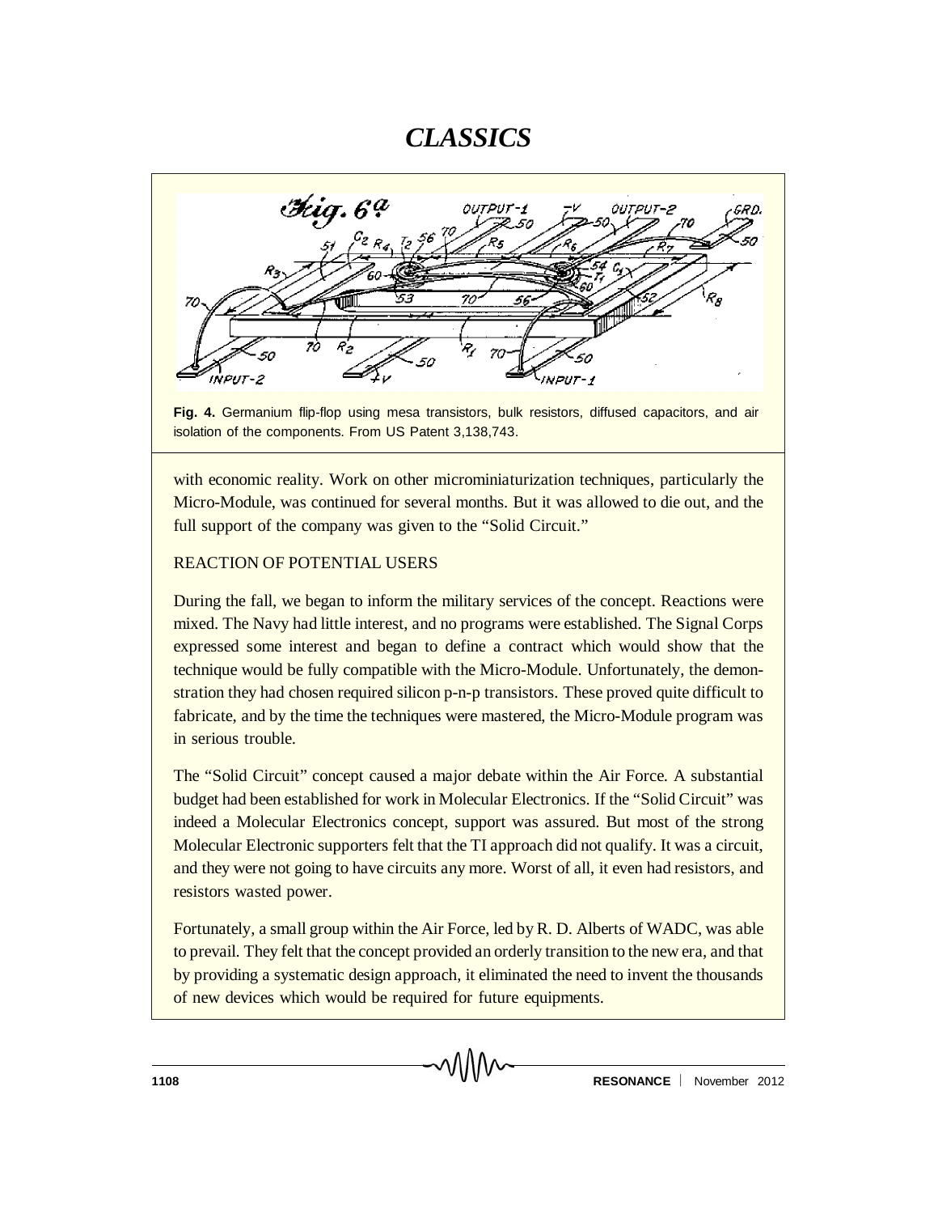Fig. 4. Germanium flip-flop using mesa transistors, bulk resistors, diffused capacitors, and air isolation of the components. From US Patent 3,138,743.

with economic reality. Work on other microminiaturization techniques, particularly the Micro-Module, was continued for several months. But it was allowed to die out, and the full support of the company was given to the "Solid Circuit."

## REACTION OF POTENTIAL USERS

During the fall, we began to inform the military services of the concept. Reactions were mixed. The Navy had little interest, and no programs were established. The Signal Corps expressed some interest and began to define a contract which would show that the technique would be fully compatible with the Micro-Module. Unfortunately, the demonstration they had chosen required silicon p-n-p transistors. These proved quite difficult to fabricate, and by the time the techniques were mastered, the Micro-Module program was in serious trouble.

The "Solid Circuit" concept caused a major debate within the Air Force. A substantial budget had been established for work in Molecular Electronics. If the "Solid Circuit" was indeed a Molecular Electronics concept, support was assured. But most of the strong Molecular Electronic supporters felt that the TI approach did not qualify. It was a circuit, and they were not going to have circuits any more. Worst of all, it even had resistors, and resistors wasted power.

Fortunately, a small group within the Air Force, led by R. D. Alberts of WADC, was able to prevail. They felt that the concept provided an orderly transition to the new era, and that by providing a systematic design approach, it eliminated the need to invent the thousands of new devices which would be required for future equipments.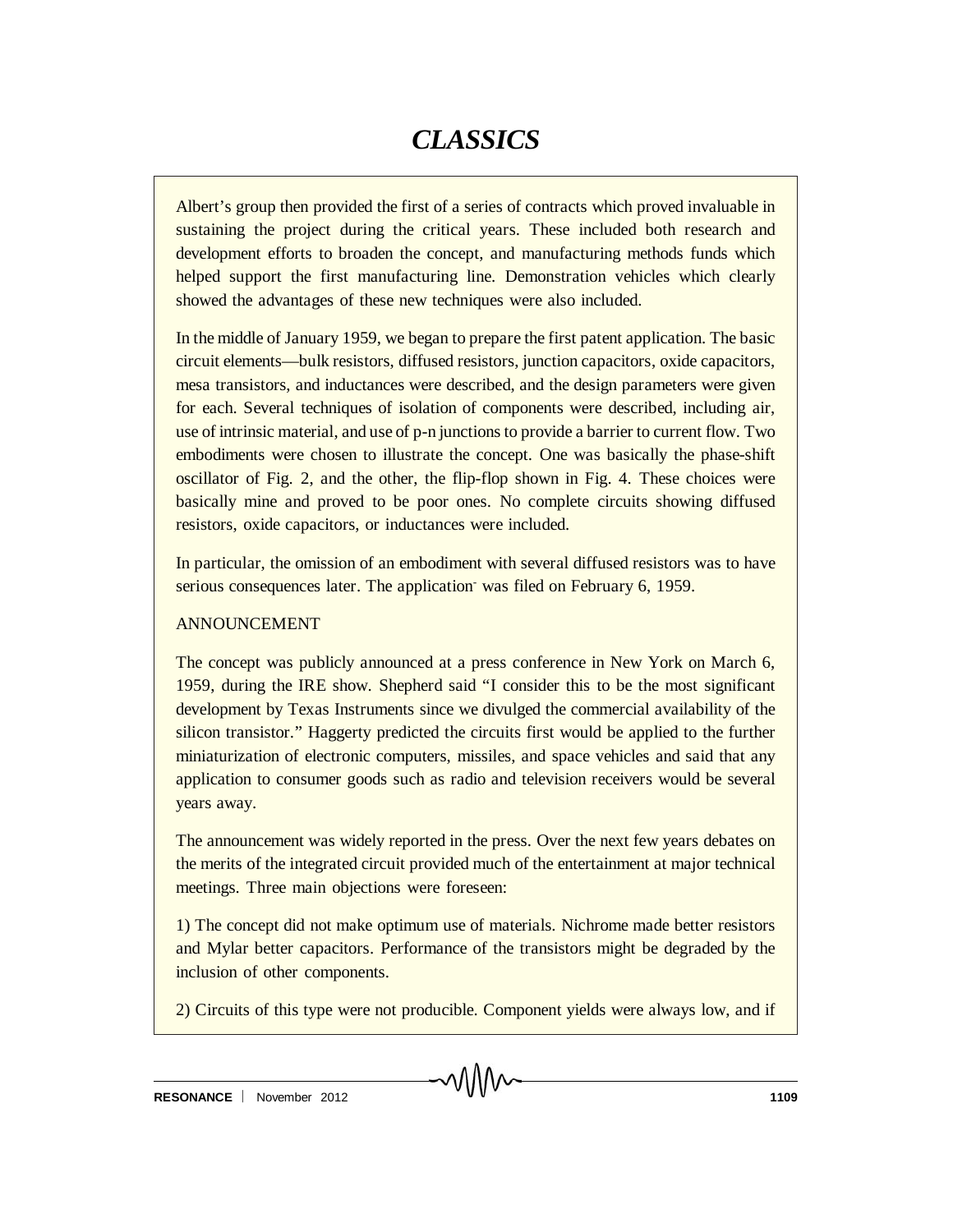Albert's group then provided the first of a series of contracts which proved invaluable in sustaining the project during the critical years. These included both research and development efforts to broaden the concept, and manufacturing methods funds which helped support the first manufacturing line. Demonstration vehicles which clearly showed the advantages of these new techniques were also included.

In the middle of January 1959, we began to prepare the first patent application. The basic circuit elements—bulk resistors, diffused resistors, junction capacitors, oxide capacitors, mesa transistors, and inductances were described, and the design parameters were given for each. Several techniques of isolation of components were described, including air, use of intrinsic material, and use of p-n junctions to provide a barrier to current flow. Two embodiments were chosen to illustrate the concept. One was basically the phase-shift oscillator of Fig. 2, and the other, the flip-flop shown in Fig. 4. These choices were basically mine and proved to be poor ones. No complete circuits showing diffused resistors, oxide capacitors, or inductances were included.

In particular, the omission of an embodiment with several diffused resistors was to have serious consequences later. The application- was filed on February 6, 1959.

ANNOUNCEMENT

The concept was publicly announced at a press conference in New York on March 6, 1959, during the IRE show. Shepherd said "I consider this to be the most significant development by Texas Instruments since we divulged the commercial availability of the silicon transistor." Haggerty predicted the circuits first would be applied to the further miniaturization of electronic computers, missiles, and space vehicles and said that any application to consumer goods such as radio and television receivers would be several years away.

The announcement was widely reported in the press. Over the next few years debates on the merits of the integrated circuit provided much of the entertainment at major technical meetings. Three main objections were foreseen:

1) The concept did not make optimum use of materials. Nichrome made better resistors and Mylar better capacitors. Performance of the transistors might be degraded by the inclusion of other components.

2) Circuits of this type were not producible. Component yields were always low, and if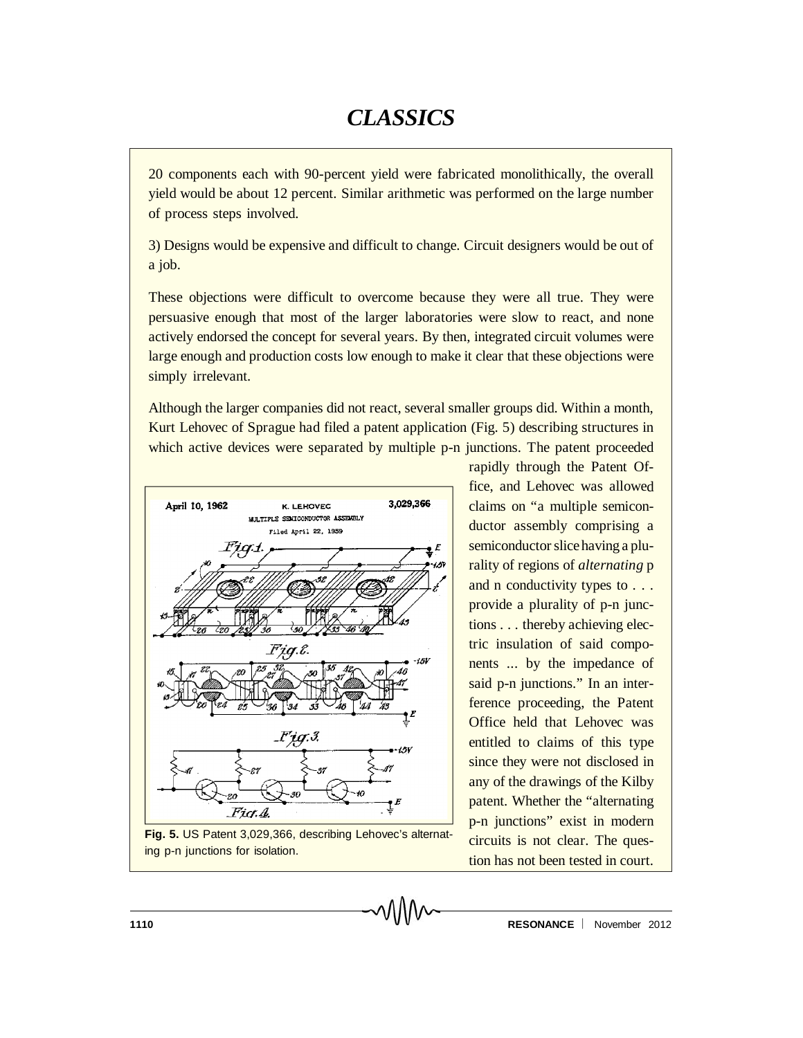20 components each with 90-percent yield were fabricated monolithically, the overall yield would be about 12 percent. Similar arithmetic was performed on the large number of process steps involved.

3) Designs would be expensive and difficult to change. Circuit designers would be out of a job.

These objections were difficult to overcome because they were all true. They were persuasive enough that most of the larger laboratories were slow to react, and none actively endorsed the concept for several years. By then, integrated circuit volumes were large enough and production costs low enough to make it clear that these objections were simply irrelevant.

Although the larger companies did not react, several smaller groups did. Within a month, Kurt Lehovec of Sprague had filed a patent application (Fig. 5) describing structures in which active devices were separated by multiple p-n junctions. The patent proceeded rapidly through the Patent Office, and Lehovec was allowed claims on "a multiple semiconductor assembly comprising a semiconductor slice having a plurality of regions of *alternating* p and n conductivity types to . . . provide a plurality of p-n junctions . . . thereby achieving electric insulation of said components ... by the impedance of said p-n junctions." In an interference proceeding, the Patent Office held that Lehovec was entitled to claims of this type since they were not disclosed in any of the drawings of the Kilby patent. Whether the "alternating p-n junctions" exist in modern circuits is not clear. The question has not been tested in court.

**Fig. 5.** US Patent 3,029,366, describing Lehovec's alternating p-n junctions for isolation.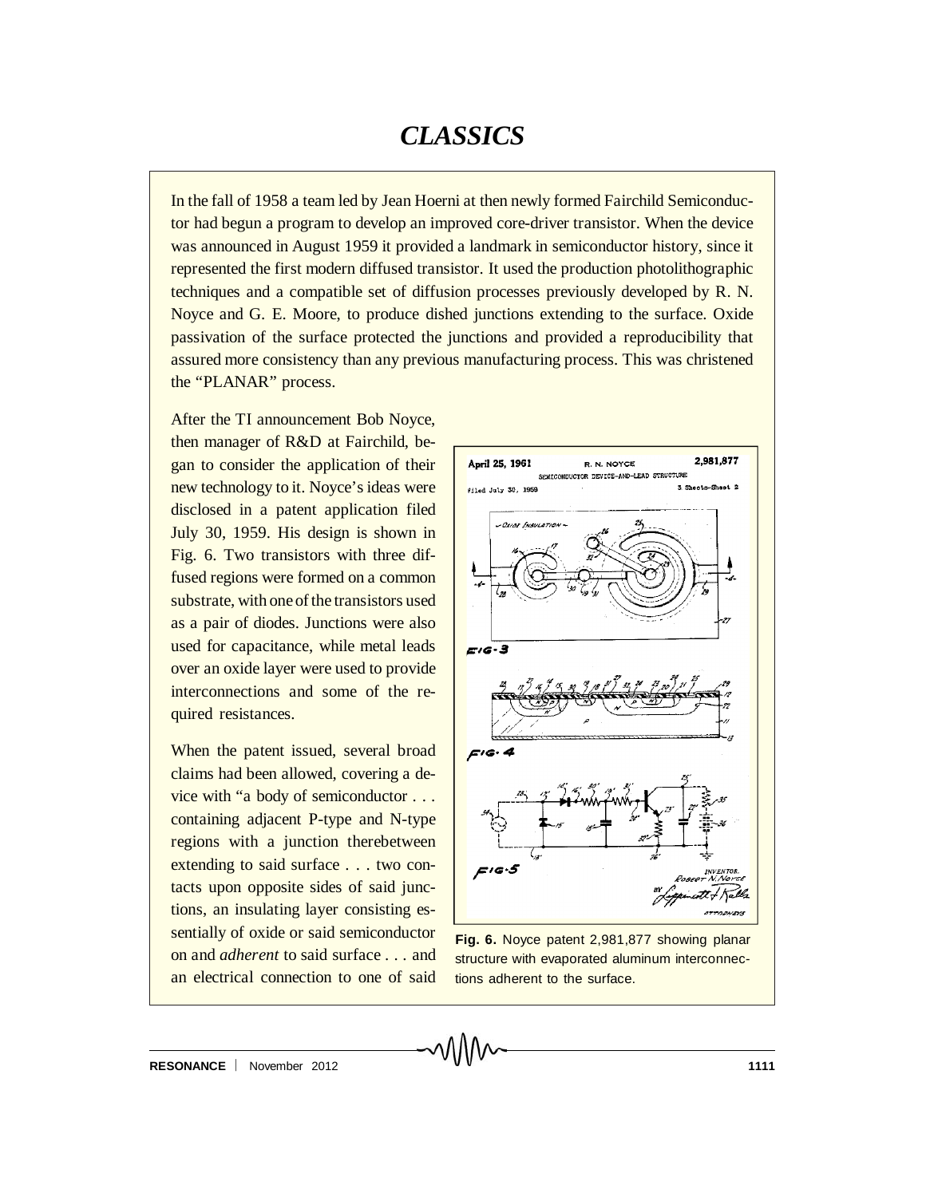In the fall of 1958 a team led by Jean Hoerni at then newly formed Fairchild Semiconductor had begun a program to develop an improved core-driver transistor. When the device was announced in August 1959 it provided a landmark in semiconductor history, since it represented the first modern diffused transistor. It used the production photolithographic techniques and a compatible set of diffusion processes previously developed by R. N. Noyce and G. E. Moore, to produce dished junctions extending to the surface. Oxide passivation of the surface protected the junctions and provided a reproducibility that assured more consistency than any previous manufacturing process. This was christened the "PLANAR" process.

After the TI announcement Bob Noyce, then manager of R&D at Fairchild, began to consider the application of their new technology to it. Noyce's ideas were disclosed in a patent application filed July 30, 1959. His design is shown in Fig. 6. Two transistors with three diffused regions were formed on a common substrate, with one of the transistors used as a pair of diodes. Junctions were also used for capacitance, while metal leads over an oxide layer were used to provide interconnections and some of the required resistances.

When the patent issued, several broad claims had been allowed, covering a device with "a body of semiconductor . . . containing adjacent P-type and N-type regions with a junction therebetween extending to said surface . . . two contacts upon opposite sides of said junctions, an insulating layer consisting essentially of oxide or said semiconductor on and *adherent* to said surface . . . and an electrical connection to one of said

**Fig. 6.** Noyce patent 2,981,877 showing planar structure with evaporated aluminum interconnections adherent to the surface.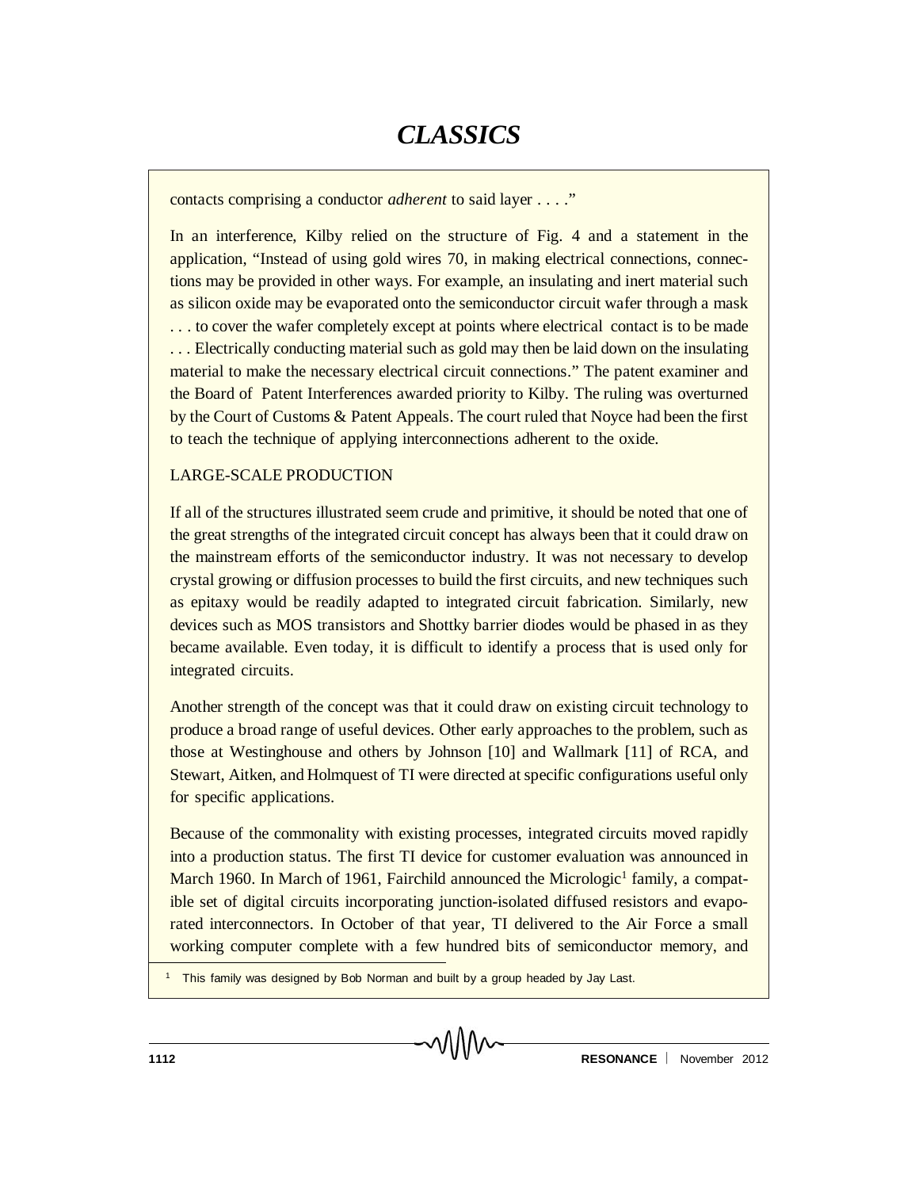contacts comprising a conductor *adherent* to said layer . . . ."

In an interference, Kilby relied on the structure of Fig. 4 and a statement in the application, "Instead of using gold wires 70, in making electrical connections, connections may be provided in other ways. For example, an insulating and inert material such as silicon oxide may be evaporated onto the semiconductor circuit wafer through a mask . . . to cover the wafer completely except at points where electrical contact is to be made . . . Electrically conducting material such as gold may then be laid down on the insulating material to make the necessary electrical circuit connections." The patent examiner and the Board of Patent Interferences awarded priority to Kilby. The ruling was overturned by the Court of Customs & Patent Appeals. The court ruled that Noyce had been the first to teach the technique of applying interconnections adherent to the oxide.

## LARGE-SCALE PRODUCTION

If all of the structures illustrated seem crude and primitive, it should be noted that one of the great strengths of the integrated circuit concept has always been that it could draw on the mainstream efforts of the semiconductor industry. It was not necessary to develop crystal growing or diffusion processes to build the first circuits, and new techniques such as epitaxy would be readily adapted to integrated circuit fabrication. Similarly, new devices such as MOS transistors and Shottky barrier diodes would be phased in as they became available. Even today, it is difficult to identify a process that is used only for integrated circuits.

Another strength of the concept was that it could draw on existing circuit technology to produce a broad range of useful devices. Other early approaches to the problem, such as those at Westinghouse and others by Johnson [10] and Wallmark [11] of RCA, and Stewart, Aitken, and Holmquest of TI were directed at specific configurations useful only for specific applications.

Because of the commonality with existing processes, integrated circuits moved rapidly into a production status. The first TI device for customer evaluation was announced in March 1960. In March of 1961, Fairchild announced the Micrologic[1] family, a compatible set of digital circuits incorporating junction-isolated diffused resistors and evaporated interconnectors. In October of that year, TI delivered to the Air Force a small working computer complete with a few hundred bits of semiconductor memory, and

[1] This family was designed by Bob Norman and built by a group headed by Jay Last.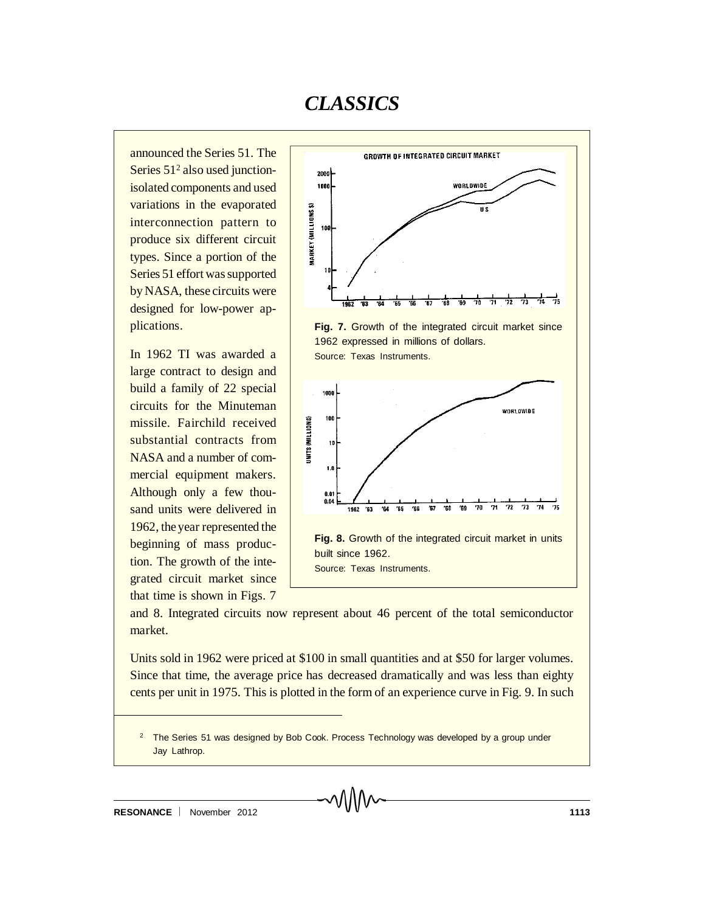announced the Series 51. The Series 51[2] also used junction-isolated components and used variations in the evaporated interconnection pattern to produce six different circuit types. Since a portion of the Series 51 effort was supported by NASA, these circuits were designed for low-power applications.

In 1962 TI was awarded a large contract to design and build a family of 22 special circuits for the Minuteman missile. Fairchild received substantial contracts from NASA and a number of commercial equipment makers. Although only a few thousand units were delivered in 1962, the year represented the beginning of mass production. The growth of the integrated circuit market since that time is shown in Figs. 7 and 8. Integrated circuits now represent about 46 percent of the total semiconductor market.

**Fig. 7.** Growth of the integrated circuit market since 1962 expressed in millions of dollars.
Source: Texas Instruments.

**Fig. 8.** Growth of the integrated circuit market in units built since 1962.
Source: Texas Instruments.

Units sold in 1962 were priced at \$100 in small quantities and at \$50 for larger volumes. Since that time, the average price has decreased dramatically and was less than eighty cents per unit in 1975. This is plotted in the form of an experience curve in Fig. 9. In such

[2] The Series 51 was designed by Bob Cook. Process Technology was developed by a group under Jay Lathrop.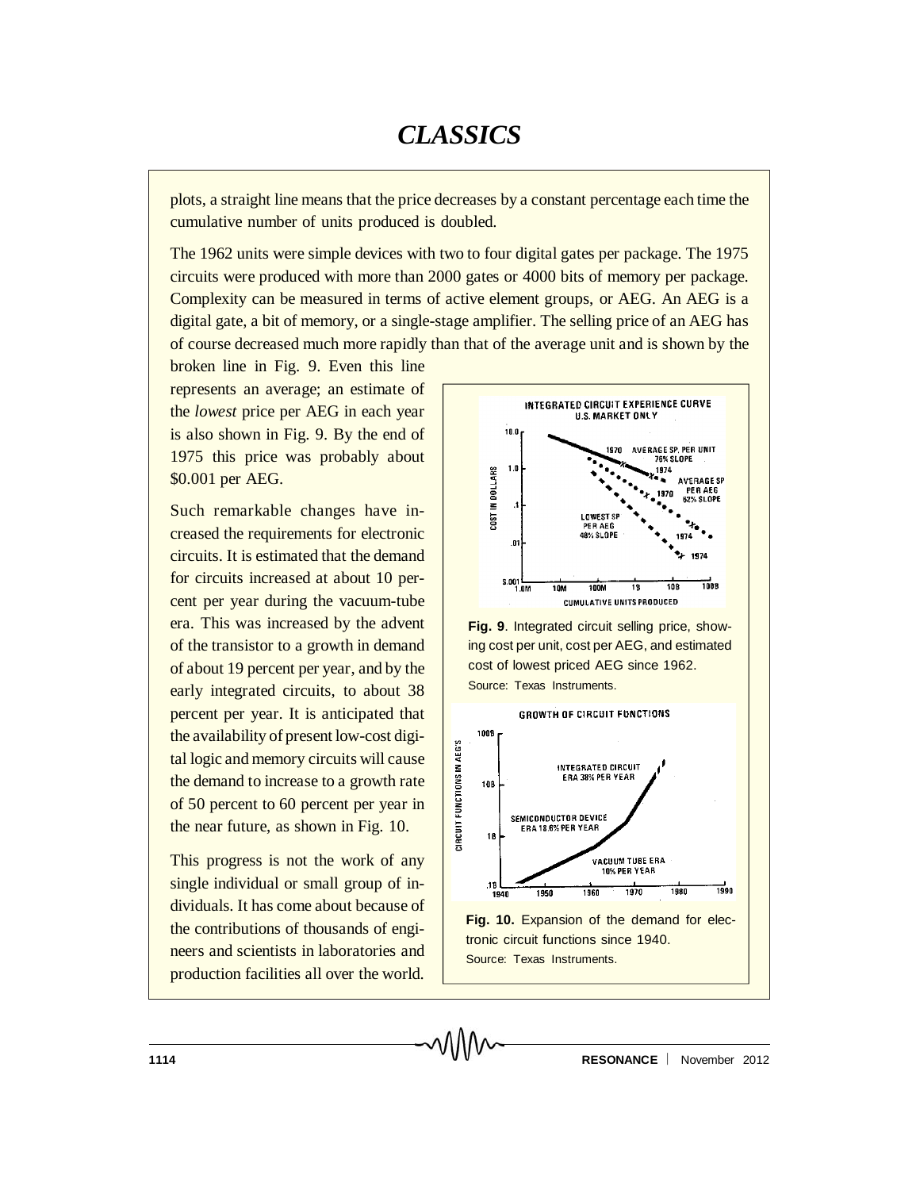plots, a straight line means that the price decreases by a constant percentage each time the cumulative number of units produced is doubled.

The 1962 units were simple devices with two to four digital gates per package. The 1975 circuits were produced with more than 2000 gates or 4000 bits of memory per package. Complexity can be measured in terms of active element groups, or AEG. An AEG is a digital gate, a bit of memory, or a single-stage amplifier. The selling price of an AEG has of course decreased much more rapidly than that of the average unit and is shown by the broken line in Fig. 9. Even this line represents an average; an estimate of the *lowest* price per AEG in each year is also shown in Fig. 9. By the end of 1975 this price was probably about \$0.001 per AEG.

Such remarkable changes have increased the requirements for electronic circuits. It is estimated that the demand for circuits increased at about 10 percent per year during the vacuum-tube era. This was increased by the advent of the transistor to a growth in demand of about 19 percent per year, and by the early integrated circuits, to about 38 percent per year. It is anticipated that the availability of present low-cost digital logic and memory circuits will cause the demand to increase to a growth rate of 50 percent to 60 percent per year in the near future, as shown in Fig. 10.

This progress is not the work of any single individual or small group of individuals. It has come about because of the contributions of thousands of engineers and scientists in laboratories and production facilities all over the world.

**Fig. 9**. Integrated circuit selling price, showing cost per unit, cost per AEG, and estimated cost of lowest priced AEG since 1962.
Source: Texas Instruments.

**Fig. 10.** Expansion of the demand for electronic circuit functions since 1940.
Source: Texas Instruments.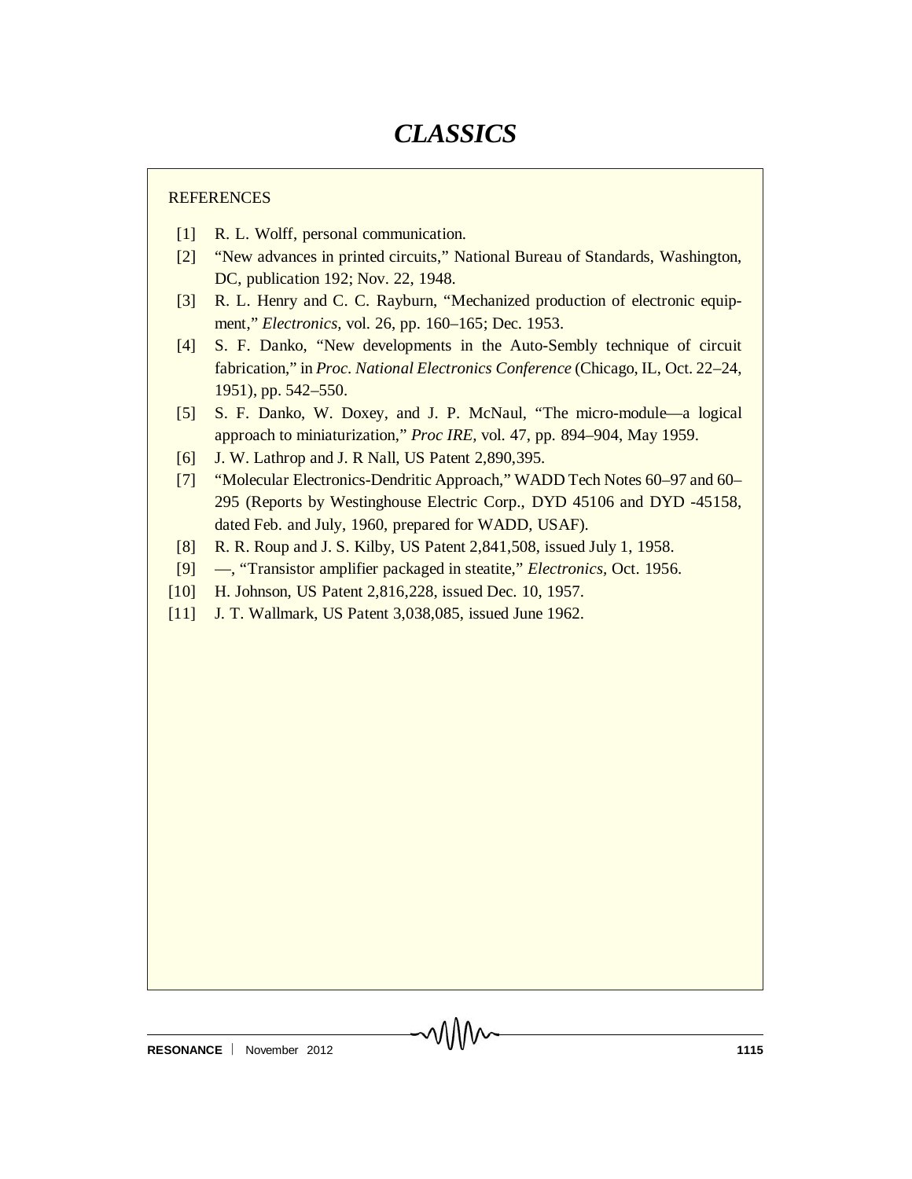REFERENCES

[1] R. L. Wolff, personal communication.

[2] "New advances in printed circuits," National Bureau of Standards, Washington, DC, publication 192; Nov. 22, 1948.

[3] R. L. Henry and C. C. Rayburn, "Mechanized production of electronic equipment," *Electronics,* vol. 26, pp. 160–165; Dec. 1953.

[4] S. F. Danko, "New developments in the Auto-Sembly technique of circuit fabrication," in *Proc. National Electronics Conference* (Chicago, IL, Oct. 22–24, 1951), pp. 542–550.

[5] S. F. Danko, W. Doxey, and J. P. McNaul, "The micro-module—a logical approach to miniaturization," *Proc IRE,* vol. 47, pp. 894–904, May 1959.

[6] J. W. Lathrop and J. R Nall, US Patent 2,890,395.

[7] "Molecular Electronics-Dendritic Approach," WADD Tech Notes 60–97 and 60–295 (Reports by Westinghouse Electric Corp., DYD 45106 and DYD -45158, dated Feb. and July, 1960, prepared for WADD, USAF).

[8] R. R. Roup and J. S. Kilby, US Patent 2,841,508, issued July 1, 1958.

[9] —, "Transistor amplifier packaged in steatite," *Electronics,* Oct. 1956.

[10] H. Johnson, US Patent 2,816,228, issued Dec. 10, 1957.

[11] J. T. Wallmark, US Patent 3,038,085, issued June 1962.